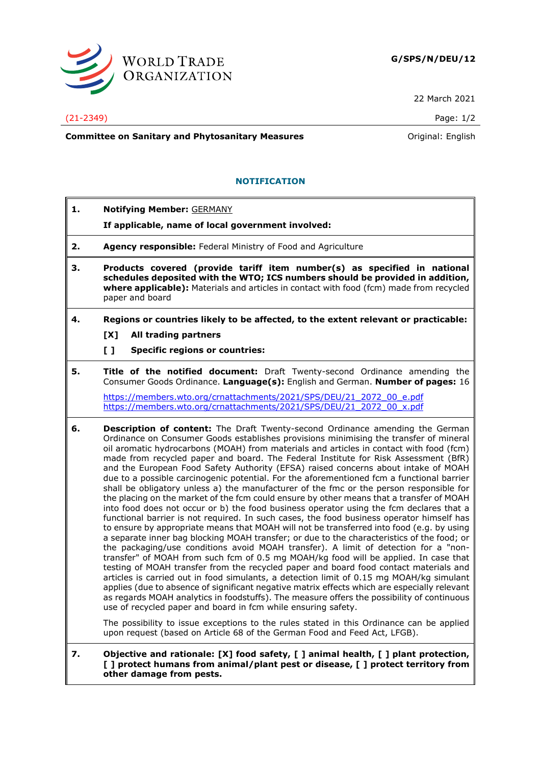WORLD TRADE ORGANIZATION

**G/SPS/N/DEU/12**

22 March 2021

(21-2349)

**Committee on Sanitary and Phytosanitary Measures**

Original: English

## NOTIFICATION

**1. Notifying Member:** GERMANY

**If applicable, name of local government involved:**

**2. Agency responsible:** Federal Ministry of Food and Agriculture

**3. Products covered (provide tariff item number(s) as specified in national schedules deposited with the WTO; ICS numbers should be provided in addition, where applicable):** Materials and articles in contact with food (fcm) made from recycled paper and board

**4. Regions or countries likely to be affected, to the extent relevant or practicable:**

**[X] All trading partners**

**[ ] Specific regions or countries:**

**5. Title of the notified document:** Draft Twenty-second Ordinance amending the Consumer Goods Ordinance. **Language(s):** English and German. **Number of pages:** 16

https://members.wto.org/crnattachments/2021/SPS/DEU/21_2072_00_e.pdf
https://members.wto.org/crnattachments/2021/SPS/DEU/21_2072_00_x.pdf

**6. Description of content:** The Draft Twenty-second Ordinance amending the German Ordinance on Consumer Goods establishes provisions minimising the transfer of mineral oil aromatic hydrocarbons (MOAH) from materials and articles in contact with food (fcm) made from recycled paper and board. The Federal Institute for Risk Assessment (BfR) and the European Food Safety Authority (EFSA) raised concerns about intake of MOAH due to a possible carcinogenic potential. For the aforementioned fcm a functional barrier shall be obligatory unless a) the manufacturer of the fmc or the person responsible for the placing on the market of the fcm could ensure by other means that a transfer of MOAH into food does not occur or b) the food business operator using the fcm declares that a functional barrier is not required. In such cases, the food business operator himself has to ensure by appropriate means that MOAH will not be transferred into food (e.g. by using a separate inner bag blocking MOAH transfer; or due to the characteristics of the food; or the packaging/use conditions avoid MOAH transfer). A limit of detection for a "non-transfer" of MOAH from such fcm of 0.5 mg MOAH/kg food will be applied. In case that testing of MOAH transfer from the recycled paper and board food contact materials and articles is carried out in food simulants, a detection limit of 0.15 mg MOAH/kg simulant applies (due to absence of significant negative matrix effects which are especially relevant as regards MOAH analytics in foodstuffs). The measure offers the possibility of continuous use of recycled paper and board in fcm while ensuring safety.

The possibility to issue exceptions to the rules stated in this Ordinance can be applied upon request (based on Article 68 of the German Food and Feed Act, LFGB).

**7. Objective and rationale: [X] food safety, [ ] animal health, [ ] plant protection, [ ] protect humans from animal/plant pest or disease, [ ] protect territory from other damage from pests.**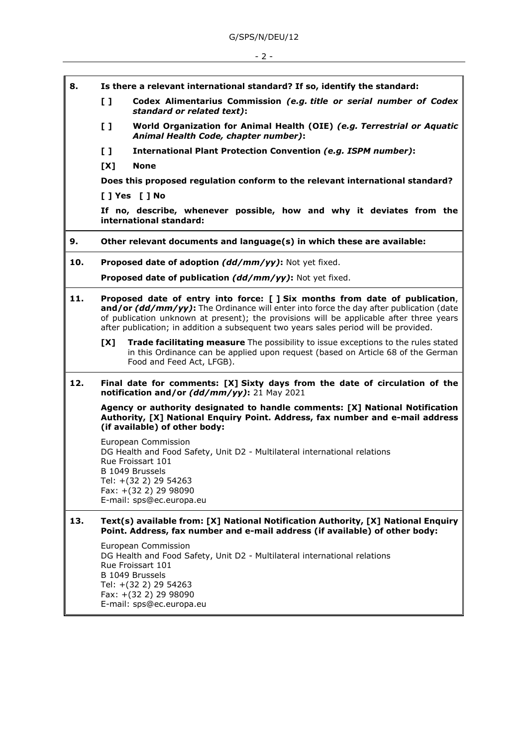**8. Is there a relevant international standard? If so, identify the standard:**

**[ ] Codex Alimentarius Commission** ***(e.g. title or serial number of Codex standard or related text)*****:**

**[ ] World Organization for Animal Health (OIE)** ***(e.g. Terrestrial or Aquatic Animal Health Code, chapter number)*****:**

**[ ] International Plant Protection Convention** ***(e.g. ISPM number)*****:**

**[X] None**

**Does this proposed regulation conform to the relevant international standard?**

**[ ] Yes [ ] No**

**If no, describe, whenever possible, how and why it deviates from the international standard:**

**9. Other relevant documents and language(s) in which these are available:**

**10. Proposed date of adoption** ***(dd/mm/yy)*****:** Not yet fixed.

**Proposed date of publication** ***(dd/mm/yy)*****:** Not yet fixed.

**11. Proposed date of entry into force: [ ] Six months from date of publication**, **and/or** ***(dd/mm/yy)*****:** The Ordinance will enter into force the day after publication (date of publication unknown at present); the provisions will be applicable after three years after publication; in addition a subsequent two years sales period will be provided.

**[X] Trade facilitating measure** The possibility to issue exceptions to the rules stated in this Ordinance can be applied upon request (based on Article 68 of the German Food and Feed Act, LFGB).

**12. Final date for comments: [X] Sixty days from the date of circulation of the notification and/or** ***(dd/mm/yy)*****:** 21 May 2021

**Agency or authority designated to handle comments: [X] National Notification Authority, [X] National Enquiry Point. Address, fax number and e-mail address (if available) of other body:**

European Commission
DG Health and Food Safety, Unit D2 - Multilateral international relations
Rue Froissart 101
B 1049 Brussels
Tel: +(32 2) 29 54263
Fax: +(32 2) 29 98090
E-mail: sps@ec.europa.eu

**13. Text(s) available from: [X] National Notification Authority, [X] National Enquiry Point. Address, fax number and e-mail address (if available) of other body:**

European Commission
DG Health and Food Safety, Unit D2 - Multilateral international relations
Rue Froissart 101
B 1049 Brussels
Tel: +(32 2) 29 54263
Fax: +(32 2) 29 98090
E-mail: sps@ec.europa.eu